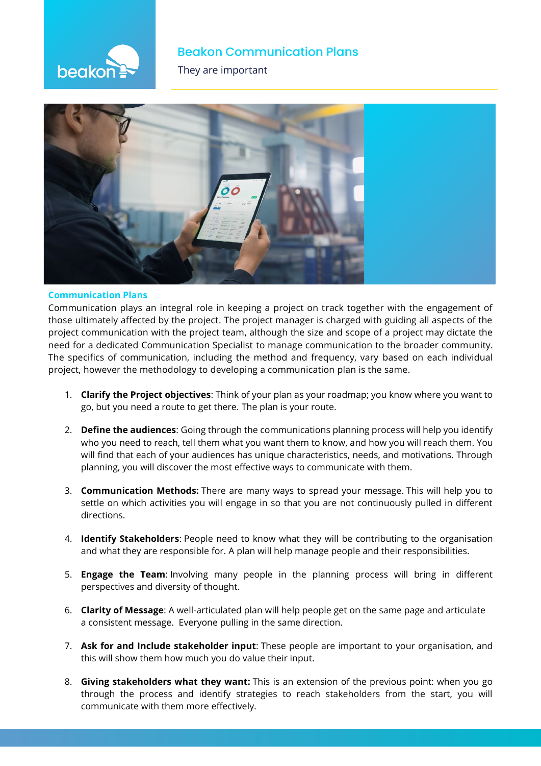# Beakon Communication Plans

They are important

## Communication Plans

Communication plays an integral role in keeping a project on track together with the engagement of those ultimately affected by the project. The project manager is charged with guiding all aspects of the project communication with the project team, although the size and scope of a project may dictate the need for a dedicated Communication Specialist to manage communication to the broader community. The specifics of communication, including the method and frequency, vary based on each individual project, however the methodology to developing a communication plan is the same.

1. **Clarify the Project objectives**: Think of your plan as your roadmap; you know where you want to go, but you need a route to get there. The plan is your route.

2. **Define the audiences**: Going through the communications planning process will help you identify who you need to reach, tell them what you want them to know, and how you will reach them. You will find that each of your audiences has unique characteristics, needs, and motivations. Through planning, you will discover the most effective ways to communicate with them.

3. **Communication Methods:** There are many ways to spread your message. This will help you to settle on which activities you will engage in so that you are not continuously pulled in different directions.

4. **Identify Stakeholders**: People need to know what they will be contributing to the organisation and what they are responsible for. A plan will help manage people and their responsibilities.

5. **Engage the Team**: Involving many people in the planning process will bring in different perspectives and diversity of thought.

6. **Clarity of Message**: A well-articulated plan will help people get on the same page and articulate a consistent message. Everyone pulling in the same direction.

7. **Ask for and Include stakeholder input**: These people are important to your organisation, and this will show them how much you do value their input.

8. **Giving stakeholders what they want:** This is an extension of the previous point: when you go through the process and identify strategies to reach stakeholders from the start, you will communicate with them more effectively.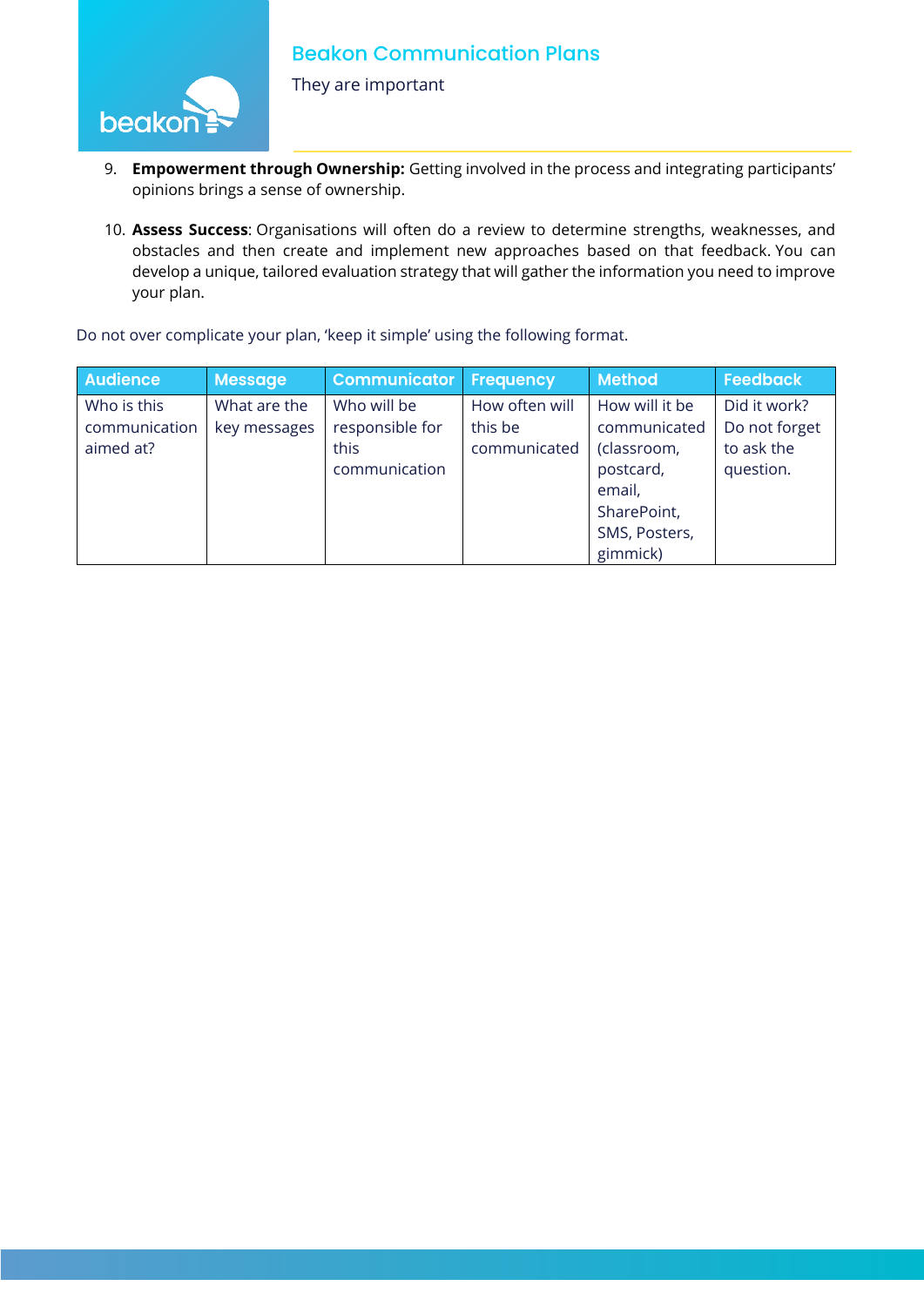9. **Empowerment through Ownership:** Getting involved in the process and integrating participants' opinions brings a sense of ownership.

10. **Assess Success**: Organisations will often do a review to determine strengths, weaknesses, and obstacles and then create and implement new approaches based on that feedback. You can develop a unique, tailored evaluation strategy that will gather the information you need to improve your plan.

Do not over complicate your plan, 'keep it simple' using the following format.

| Audience | Message | Communicator | Frequency | Method | Feedback |
|---|---|---|---|---|---|
| Who is this communication aimed at? | What are the key messages | Who will be responsible for this communication | How often will this be communicated | How will it be communicated (classroom, postcard, email, SharePoint, SMS, Posters, gimmick) | Did it work? Do not forget to ask the question. |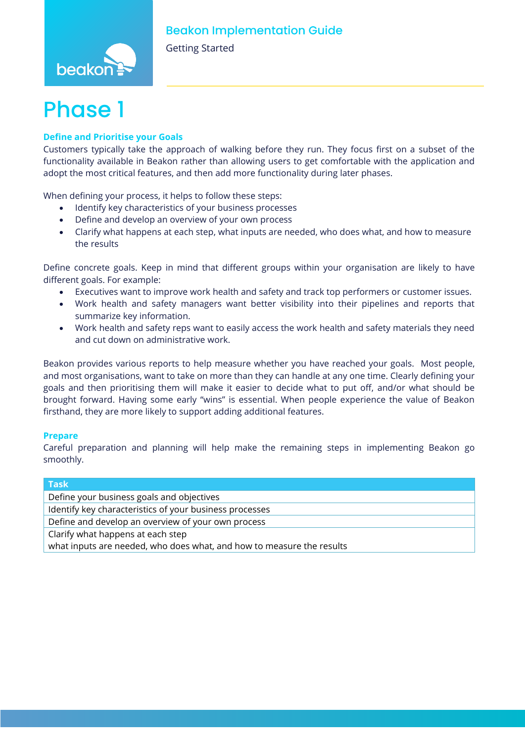# Phase 1

### Define and Prioritise your Goals

Customers typically take the approach of walking before they run. They focus first on a subset of the functionality available in Beakon rather than allowing users to get comfortable with the application and adopt the most critical features, and then add more functionality during later phases.

When defining your process, it helps to follow these steps:

- Identify key characteristics of your business processes
- Define and develop an overview of your own process
- Clarify what happens at each step, what inputs are needed, who does what, and how to measure the results

Define concrete goals. Keep in mind that different groups within your organisation are likely to have different goals. For example:

- Executives want to improve work health and safety and track top performers or customer issues.
- Work health and safety managers want better visibility into their pipelines and reports that summarize key information.
- Work health and safety reps want to easily access the work health and safety materials they need and cut down on administrative work.

Beakon provides various reports to help measure whether you have reached your goals. Most people, and most organisations, want to take on more than they can handle at any one time. Clearly defining your goals and then prioritising them will make it easier to decide what to put off, and/or what should be brought forward. Having some early "wins" is essential. When people experience the value of Beakon firsthand, they are more likely to support adding additional features.

### Prepare

Careful preparation and planning will help make the remaining steps in implementing Beakon go smoothly.

| Task |
| --- |
| Define your business goals and objectives |
| Identify key characteristics of your business processes |
| Define and develop an overview of your own process |
| Clarify what happens at each step<br>what inputs are needed, who does what, and how to measure the results |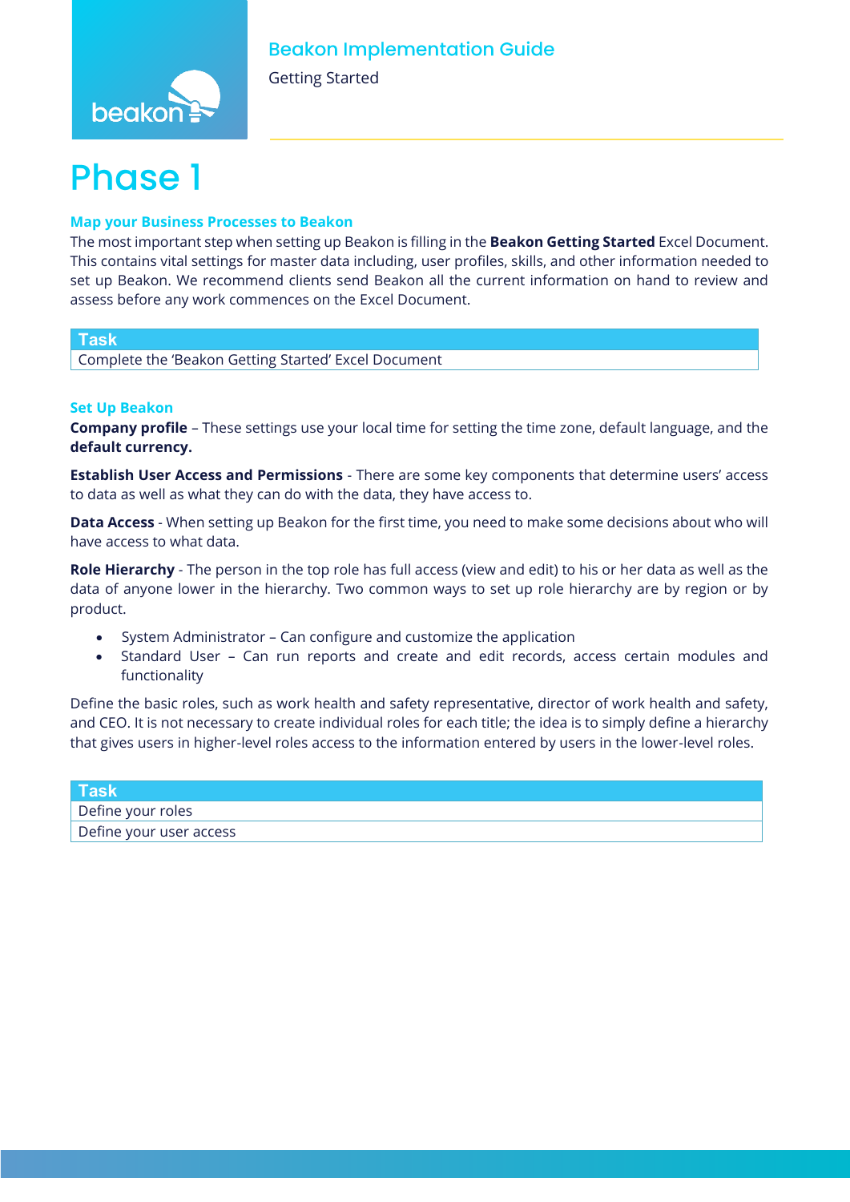# Phase 1

### Map your Business Processes to Beakon

The most important step when setting up Beakon is filling in the **Beakon Getting Started** Excel Document. This contains vital settings for master data including, user profiles, skills, and other information needed to set up Beakon. We recommend clients send Beakon all the current information on hand to review and assess before any work commences on the Excel Document.

| Task |
| --- |
| Complete the 'Beakon Getting Started' Excel Document |

### Set Up Beakon

**Company profile** – These settings use your local time for setting the time zone, default language, and the **default currency.**

**Establish User Access and Permissions** - There are some key components that determine users' access to data as well as what they can do with the data, they have access to.

**Data Access** - When setting up Beakon for the first time, you need to make some decisions about who will have access to what data.

**Role Hierarchy** - The person in the top role has full access (view and edit) to his or her data as well as the data of anyone lower in the hierarchy. Two common ways to set up role hierarchy are by region or by product.

- System Administrator – Can configure and customize the application
- Standard User – Can run reports and create and edit records, access certain modules and functionality

Define the basic roles, such as work health and safety representative, director of work health and safety, and CEO. It is not necessary to create individual roles for each title; the idea is to simply define a hierarchy that gives users in higher-level roles access to the information entered by users in the lower-level roles.

| Task |
| --- |
| Define your roles |
| Define your user access |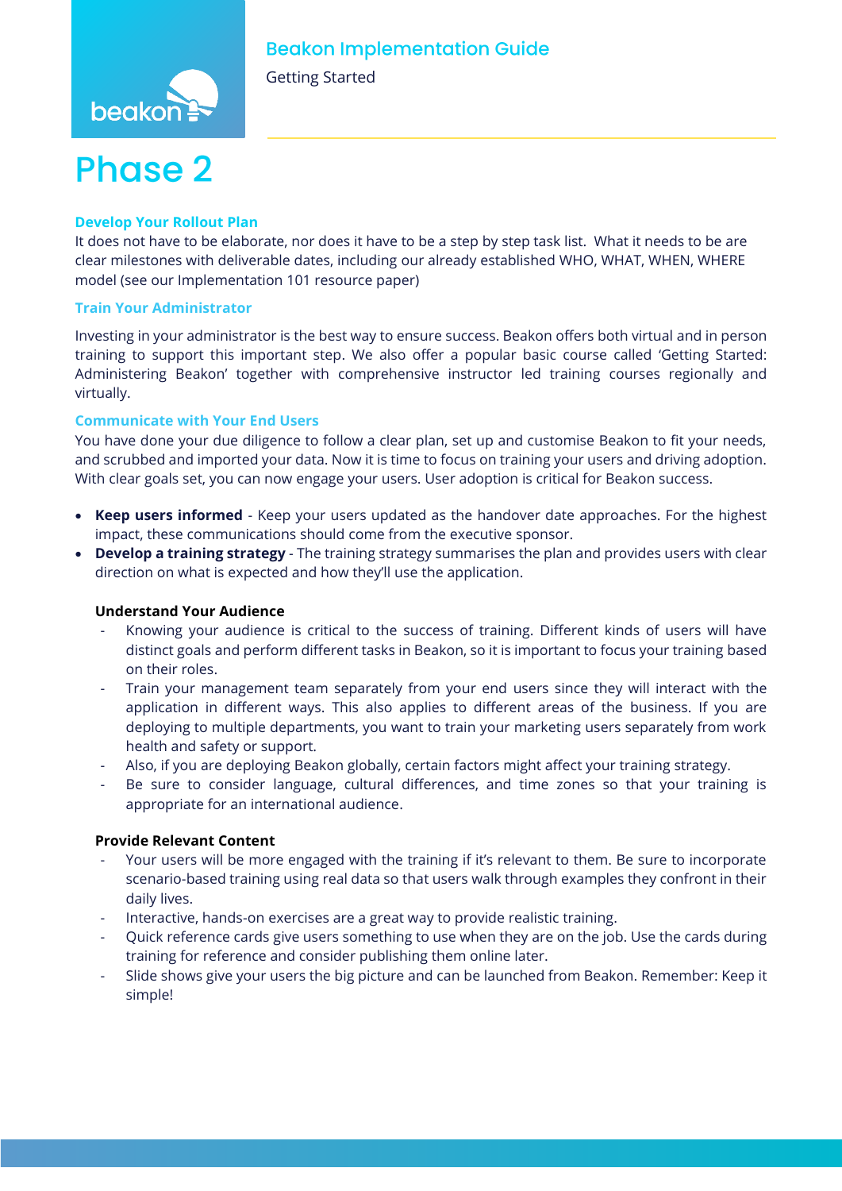# Phase 2

### Develop Your Rollout Plan

It does not have to be elaborate, nor does it have to be a step by step task list. What it needs to be are clear milestones with deliverable dates, including our already established WHO, WHAT, WHEN, WHERE model (see our Implementation 101 resource paper)

### Train Your Administrator

Investing in your administrator is the best way to ensure success. Beakon offers both virtual and in person training to support this important step. We also offer a popular basic course called 'Getting Started: Administering Beakon' together with comprehensive instructor led training courses regionally and virtually.

### Communicate with Your End Users

You have done your due diligence to follow a clear plan, set up and customise Beakon to fit your needs, and scrubbed and imported your data. Now it is time to focus on training your users and driving adoption. With clear goals set, you can now engage your users. User adoption is critical for Beakon success.

- **Keep users informed** - Keep your users updated as the handover date approaches. For the highest impact, these communications should come from the executive sponsor.
- **Develop a training strategy** - The training strategy summarises the plan and provides users with clear direction on what is expected and how they'll use the application.

**Understand Your Audience**

- Knowing your audience is critical to the success of training. Different kinds of users will have distinct goals and perform different tasks in Beakon, so it is important to focus your training based on their roles.
- Train your management team separately from your end users since they will interact with the application in different ways. This also applies to different areas of the business. If you are deploying to multiple departments, you want to train your marketing users separately from work health and safety or support.
- Also, if you are deploying Beakon globally, certain factors might affect your training strategy.
- Be sure to consider language, cultural differences, and time zones so that your training is appropriate for an international audience.

**Provide Relevant Content**

- Your users will be more engaged with the training if it's relevant to them. Be sure to incorporate scenario-based training using real data so that users walk through examples they confront in their daily lives.
- Interactive, hands-on exercises are a great way to provide realistic training.
- Quick reference cards give users something to use when they are on the job. Use the cards during training for reference and consider publishing them online later.
- Slide shows give your users the big picture and can be launched from Beakon. Remember: Keep it simple!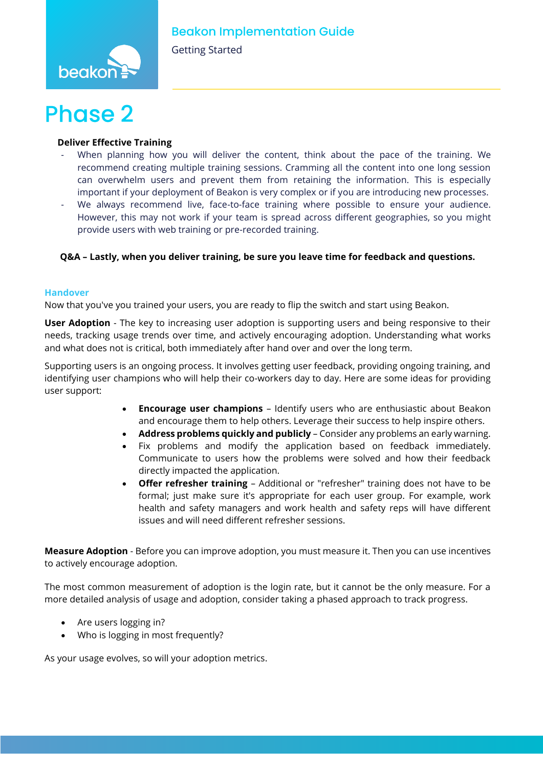# Phase 2

**Deliver Effective Training**

- When planning how you will deliver the content, think about the pace of the training. We recommend creating multiple training sessions. Cramming all the content into one long session can overwhelm users and prevent them from retaining the information. This is especially important if your deployment of Beakon is very complex or if you are introducing new processes.
- We always recommend live, face-to-face training where possible to ensure your audience. However, this may not work if your team is spread across different geographies, so you might provide users with web training or pre-recorded training.

**Q&A – Lastly, when you deliver training, be sure you leave time for feedback and questions.**

## Handover

Now that you've you trained your users, you are ready to flip the switch and start using Beakon.

**User Adoption** - The key to increasing user adoption is supporting users and being responsive to their needs, tracking usage trends over time, and actively encouraging adoption. Understanding what works and what does not is critical, both immediately after hand over and over the long term.

Supporting users is an ongoing process. It involves getting user feedback, providing ongoing training, and identifying user champions who will help their co-workers day to day. Here are some ideas for providing user support:

- **Encourage user champions** – Identify users who are enthusiastic about Beakon and encourage them to help others. Leverage their success to help inspire others.
- **Address problems quickly and publicly** – Consider any problems an early warning.
- Fix problems and modify the application based on feedback immediately. Communicate to users how the problems were solved and how their feedback directly impacted the application.
- **Offer refresher training** – Additional or "refresher" training does not have to be formal; just make sure it's appropriate for each user group. For example, work health and safety managers and work health and safety reps will have different issues and will need different refresher sessions.

**Measure Adoption** - Before you can improve adoption, you must measure it. Then you can use incentives to actively encourage adoption.

The most common measurement of adoption is the login rate, but it cannot be the only measure. For a more detailed analysis of usage and adoption, consider taking a phased approach to track progress.

- Are users logging in?
- Who is logging in most frequently?

As your usage evolves, so will your adoption metrics.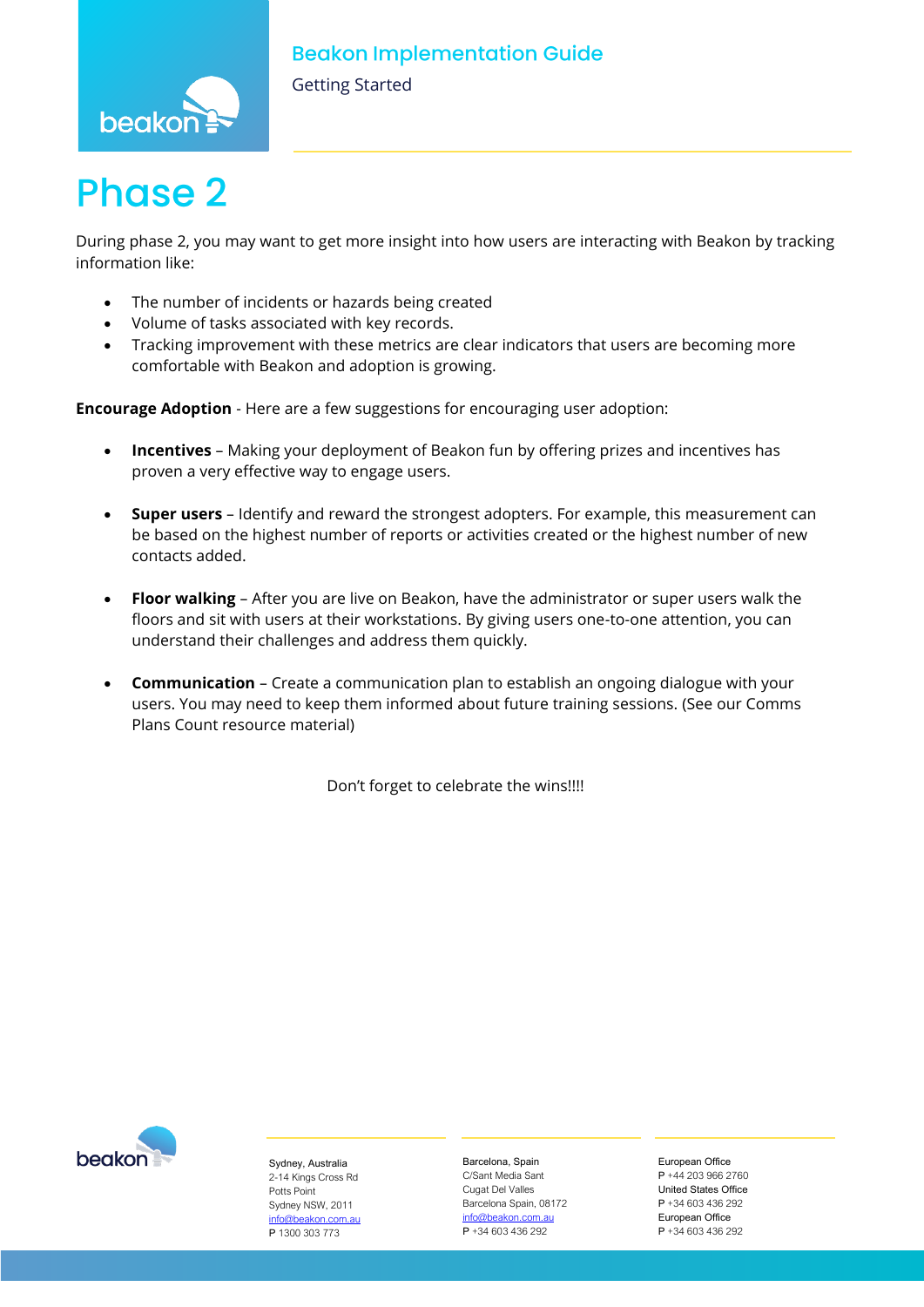# Phase 2

During phase 2, you may want to get more insight into how users are interacting with Beakon by tracking information like:

- The number of incidents or hazards being created
- Volume of tasks associated with key records.
- Tracking improvement with these metrics are clear indicators that users are becoming more comfortable with Beakon and adoption is growing.

**Encourage Adoption** - Here are a few suggestions for encouraging user adoption:

- **Incentives** – Making your deployment of Beakon fun by offering prizes and incentives has proven a very effective way to engage users.

- **Super users** – Identify and reward the strongest adopters. For example, this measurement can be based on the highest number of reports or activities created or the highest number of new contacts added.

- **Floor walking** – After you are live on Beakon, have the administrator or super users walk the floors and sit with users at their workstations. By giving users one-to-one attention, you can understand their challenges and address them quickly.

- **Communication** – Create a communication plan to establish an ongoing dialogue with your users. You may need to keep them informed about future training sessions. (See our Comms Plans Count resource material)

Don't forget to celebrate the wins!!!!